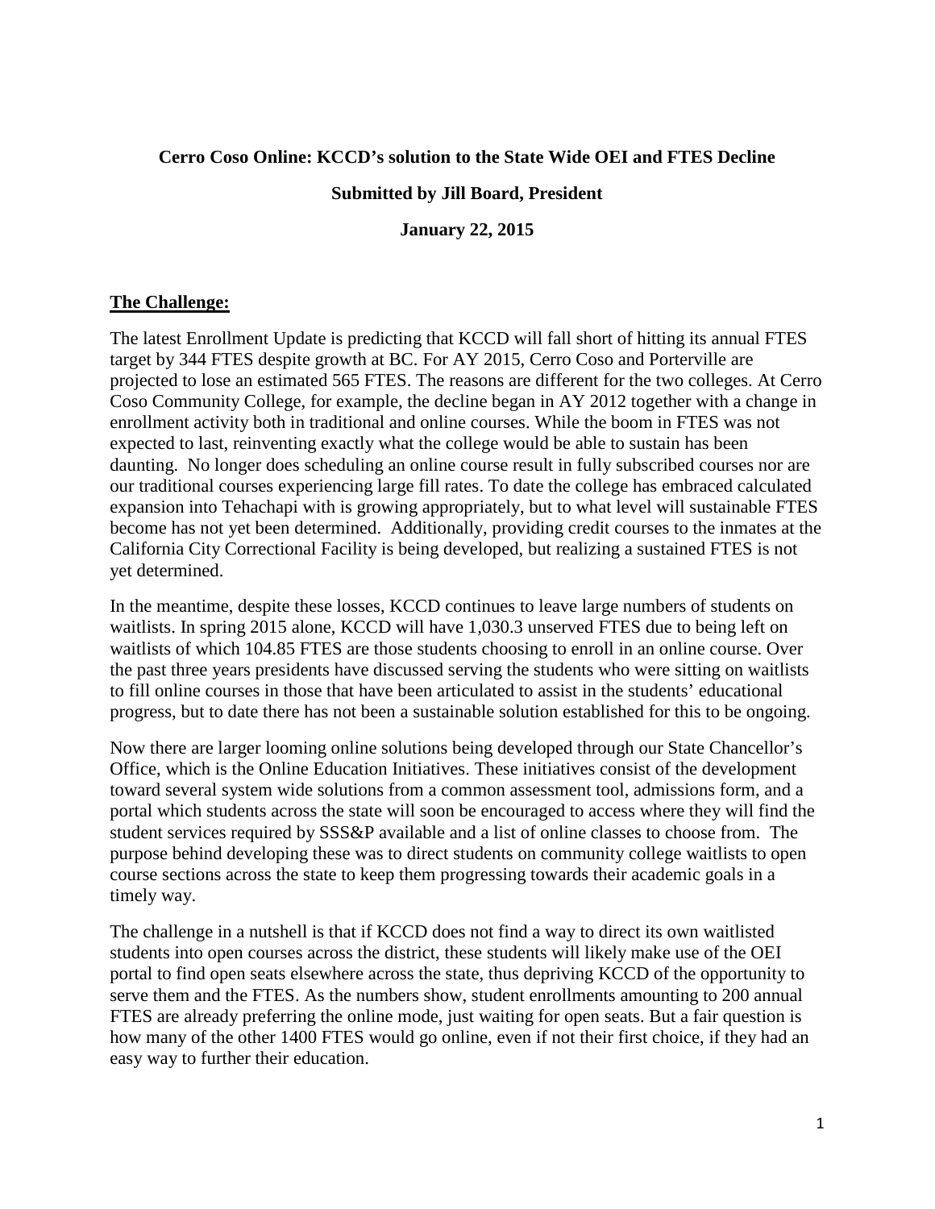**Cerro Coso Online: KCCD's solution to the State Wide OEI and FTES Decline**

**Submitted by Jill Board, President**

**January 22, 2015**

## The Challenge:

The latest Enrollment Update is predicting that KCCD will fall short of hitting its annual FTES target by 344 FTES despite growth at BC. For AY 2015, Cerro Coso and Porterville are projected to lose an estimated 565 FTES. The reasons are different for the two colleges. At Cerro Coso Community College, for example, the decline began in AY 2012 together with a change in enrollment activity both in traditional and online courses. While the boom in FTES was not expected to last, reinventing exactly what the college would be able to sustain has been daunting. No longer does scheduling an online course result in fully subscribed courses nor are our traditional courses experiencing large fill rates. To date the college has embraced calculated expansion into Tehachapi with is growing appropriately, but to what level will sustainable FTES become has not yet been determined. Additionally, providing credit courses to the inmates at the California City Correctional Facility is being developed, but realizing a sustained FTES is not yet determined.

In the meantime, despite these losses, KCCD continues to leave large numbers of students on waitlists. In spring 2015 alone, KCCD will have 1,030.3 unserved FTES due to being left on waitlists of which 104.85 FTES are those students choosing to enroll in an online course. Over the past three years presidents have discussed serving the students who were sitting on waitlists to fill online courses in those that have been articulated to assist in the students' educational progress, but to date there has not been a sustainable solution established for this to be ongoing.

Now there are larger looming online solutions being developed through our State Chancellor's Office, which is the Online Education Initiatives. These initiatives consist of the development toward several system wide solutions from a common assessment tool, admissions form, and a portal which students across the state will soon be encouraged to access where they will find the student services required by SSS&P available and a list of online classes to choose from. The purpose behind developing these was to direct students on community college waitlists to open course sections across the state to keep them progressing towards their academic goals in a timely way.

The challenge in a nutshell is that if KCCD does not find a way to direct its own waitlisted students into open courses across the district, these students will likely make use of the OEI portal to find open seats elsewhere across the state, thus depriving KCCD of the opportunity to serve them and the FTES. As the numbers show, student enrollments amounting to 200 annual FTES are already preferring the online mode, just waiting for open seats. But a fair question is how many of the other 1400 FTES would go online, even if not their first choice, if they had an easy way to further their education.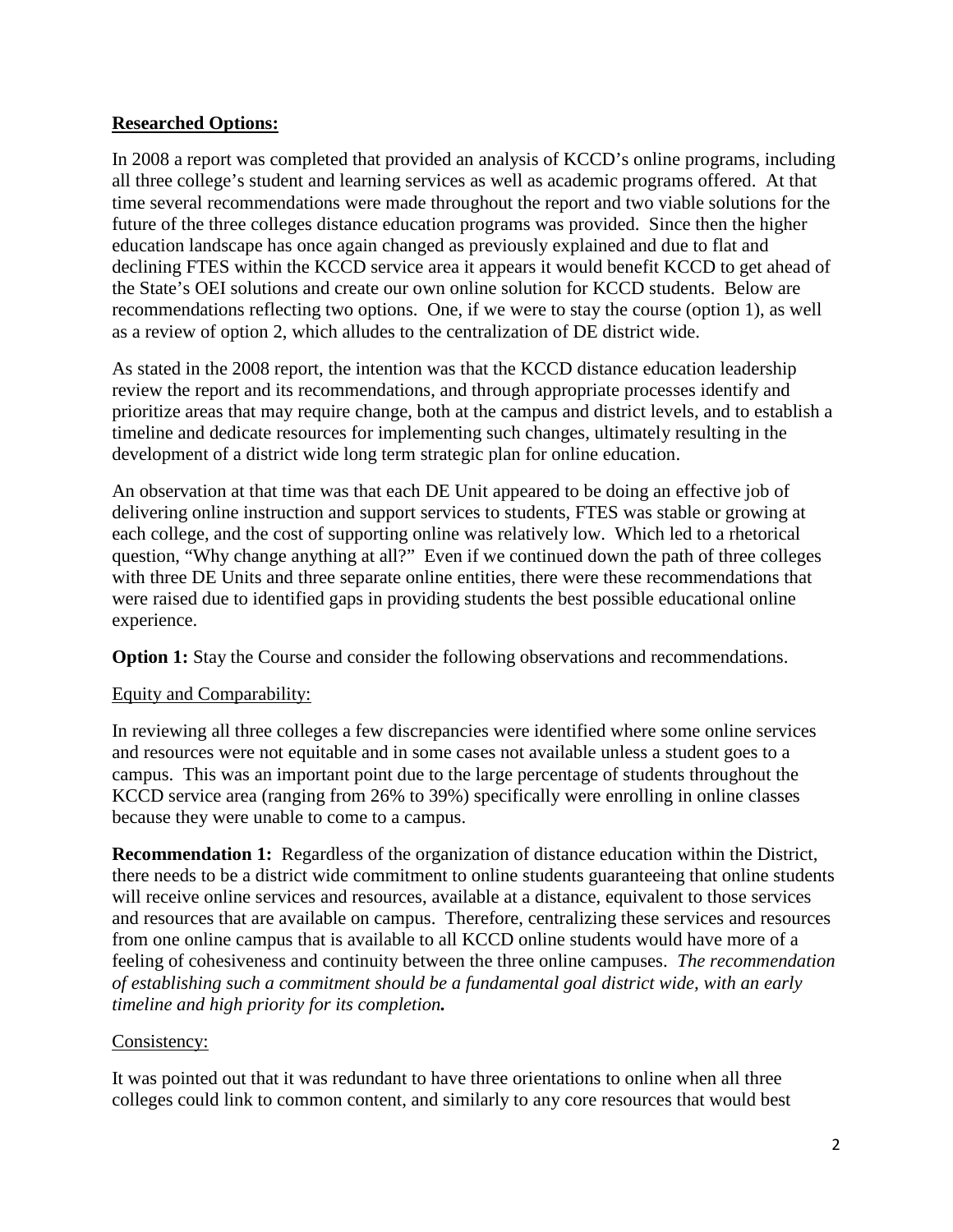**<u>Researched Options:</u>**

In 2008 a report was completed that provided an analysis of KCCD's online programs, including all three college's student and learning services as well as academic programs offered. At that time several recommendations were made throughout the report and two viable solutions for the future of the three colleges distance education programs was provided. Since then the higher education landscape has once again changed as previously explained and due to flat and declining FTES within the KCCD service area it appears it would benefit KCCD to get ahead of the State's OEI solutions and create our own online solution for KCCD students. Below are recommendations reflecting two options. One, if we were to stay the course (option 1), as well as a review of option 2, which alludes to the centralization of DE district wide.

As stated in the 2008 report, the intention was that the KCCD distance education leadership review the report and its recommendations, and through appropriate processes identify and prioritize areas that may require change, both at the campus and district levels, and to establish a timeline and dedicate resources for implementing such changes, ultimately resulting in the development of a district wide long term strategic plan for online education.

An observation at that time was that each DE Unit appeared to be doing an effective job of delivering online instruction and support services to students, FTES was stable or growing at each college, and the cost of supporting online was relatively low. Which led to a rhetorical question, "Why change anything at all?" Even if we continued down the path of three colleges with three DE Units and three separate online entities, there were these recommendations that were raised due to identified gaps in providing students the best possible educational online experience.

**Option 1:** Stay the Course and consider the following observations and recommendations.

<u>Equity and Comparability:</u>

In reviewing all three colleges a few discrepancies were identified where some online services and resources were not equitable and in some cases not available unless a student goes to a campus. This was an important point due to the large percentage of students throughout the KCCD service area (ranging from 26% to 39%) specifically were enrolling in online classes because they were unable to come to a campus.

**Recommendation 1:** Regardless of the organization of distance education within the District, there needs to be a district wide commitment to online students guaranteeing that online students will receive online services and resources, available at a distance, equivalent to those services and resources that are available on campus. Therefore, centralizing these services and resources from one online campus that is available to all KCCD online students would have more of a feeling of cohesiveness and continuity between the three online campuses. *The recommendation of establishing such a commitment should be a fundamental goal district wide, with an early timeline and high priority for its completion.*

<u>Consistency:</u>

It was pointed out that it was redundant to have three orientations to online when all three colleges could link to common content, and similarly to any core resources that would best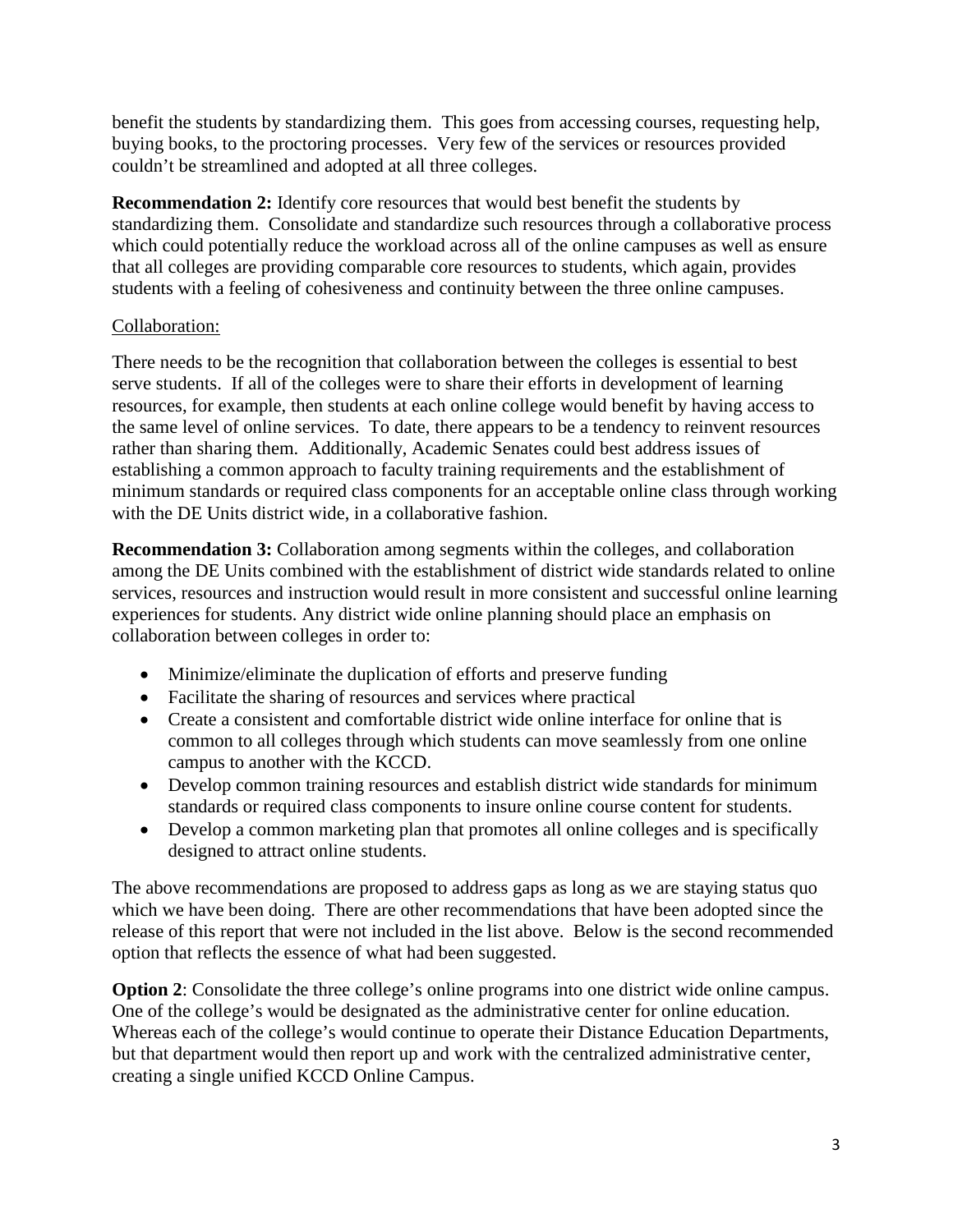benefit the students by standardizing them. This goes from accessing courses, requesting help, buying books, to the proctoring processes. Very few of the services or resources provided couldn't be streamlined and adopted at all three colleges.

**Recommendation 2:** Identify core resources that would best benefit the students by standardizing them. Consolidate and standardize such resources through a collaborative process which could potentially reduce the workload across all of the online campuses as well as ensure that all colleges are providing comparable core resources to students, which again, provides students with a feeling of cohesiveness and continuity between the three online campuses.

<u>Collaboration:</u>

There needs to be the recognition that collaboration between the colleges is essential to best serve students. If all of the colleges were to share their efforts in development of learning resources, for example, then students at each online college would benefit by having access to the same level of online services. To date, there appears to be a tendency to reinvent resources rather than sharing them. Additionally, Academic Senates could best address issues of establishing a common approach to faculty training requirements and the establishment of minimum standards or required class components for an acceptable online class through working with the DE Units district wide, in a collaborative fashion.

**Recommendation 3:** Collaboration among segments within the colleges, and collaboration among the DE Units combined with the establishment of district wide standards related to online services, resources and instruction would result in more consistent and successful online learning experiences for students. Any district wide online planning should place an emphasis on collaboration between colleges in order to:

- Minimize/eliminate the duplication of efforts and preserve funding
- Facilitate the sharing of resources and services where practical
- Create a consistent and comfortable district wide online interface for online that is common to all colleges through which students can move seamlessly from one online campus to another with the KCCD.
- Develop common training resources and establish district wide standards for minimum standards or required class components to insure online course content for students.
- Develop a common marketing plan that promotes all online colleges and is specifically designed to attract online students.

The above recommendations are proposed to address gaps as long as we are staying status quo which we have been doing. There are other recommendations that have been adopted since the release of this report that were not included in the list above. Below is the second recommended option that reflects the essence of what had been suggested.

**Option 2**: Consolidate the three college's online programs into one district wide online campus. One of the college's would be designated as the administrative center for online education. Whereas each of the college's would continue to operate their Distance Education Departments, but that department would then report up and work with the centralized administrative center, creating a single unified KCCD Online Campus.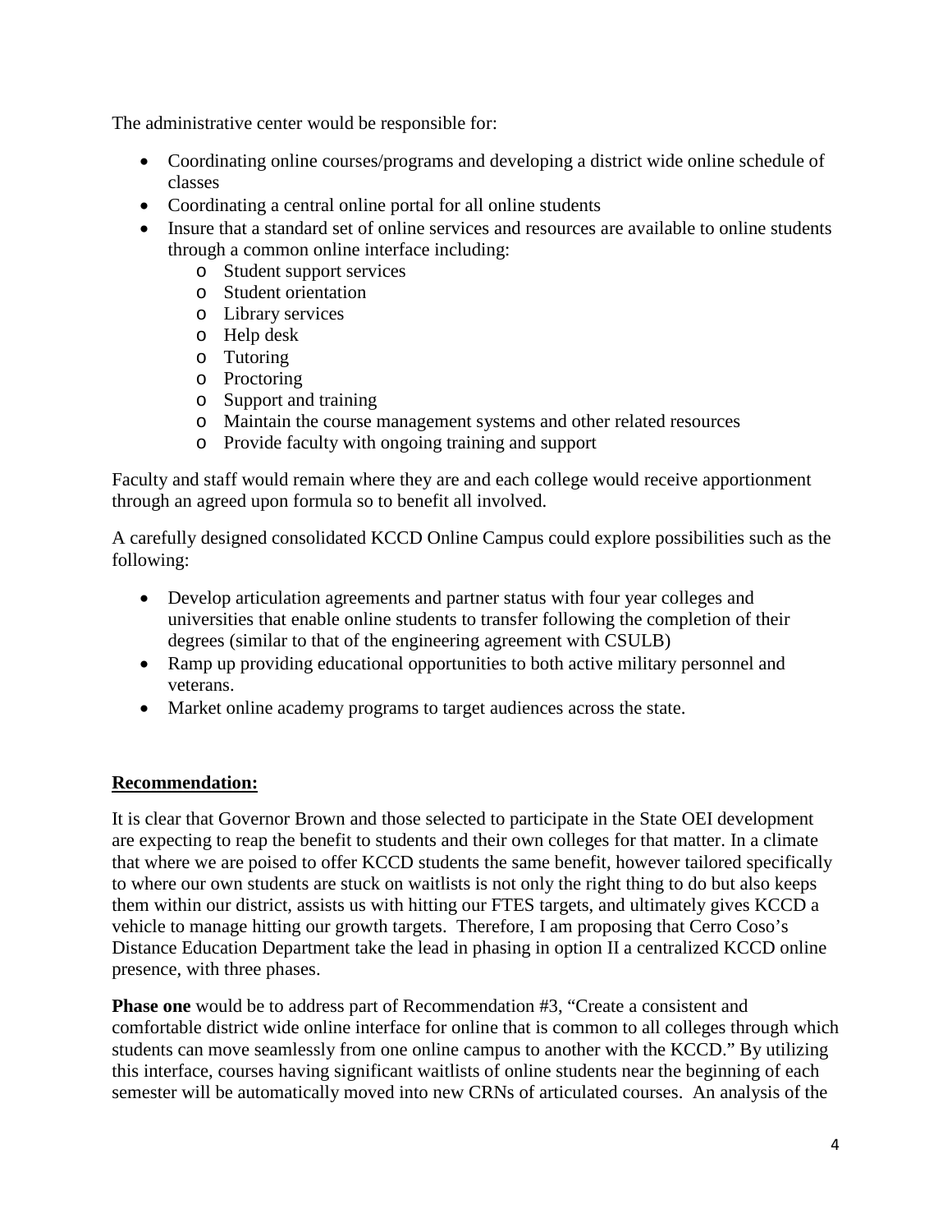The administrative center would be responsible for:

- Coordinating online courses/programs and developing a district wide online schedule of classes
- Coordinating a central online portal for all online students
- Insure that a standard set of online services and resources are available to online students through a common online interface including:
  - Student support services
  - Student orientation
  - Library services
  - Help desk
  - Tutoring
  - Proctoring
  - Support and training
  - Maintain the course management systems and other related resources
  - Provide faculty with ongoing training and support

Faculty and staff would remain where they are and each college would receive apportionment through an agreed upon formula so to benefit all involved.

A carefully designed consolidated KCCD Online Campus could explore possibilities such as the following:

- Develop articulation agreements and partner status with four year colleges and universities that enable online students to transfer following the completion of their degrees (similar to that of the engineering agreement with CSULB)
- Ramp up providing educational opportunities to both active military personnel and veterans.
- Market online academy programs to target audiences across the state.

## Recommendation:

It is clear that Governor Brown and those selected to participate in the State OEI development are expecting to reap the benefit to students and their own colleges for that matter. In a climate that where we are poised to offer KCCD students the same benefit, however tailored specifically to where our own students are stuck on waitlists is not only the right thing to do but also keeps them within our district, assists us with hitting our FTES targets, and ultimately gives KCCD a vehicle to manage hitting our growth targets. Therefore, I am proposing that Cerro Coso's Distance Education Department take the lead in phasing in option II a centralized KCCD online presence, with three phases.

**Phase one** would be to address part of Recommendation #3, "Create a consistent and comfortable district wide online interface for online that is common to all colleges through which students can move seamlessly from one online campus to another with the KCCD." By utilizing this interface, courses having significant waitlists of online students near the beginning of each semester will be automatically moved into new CRNs of articulated courses. An analysis of the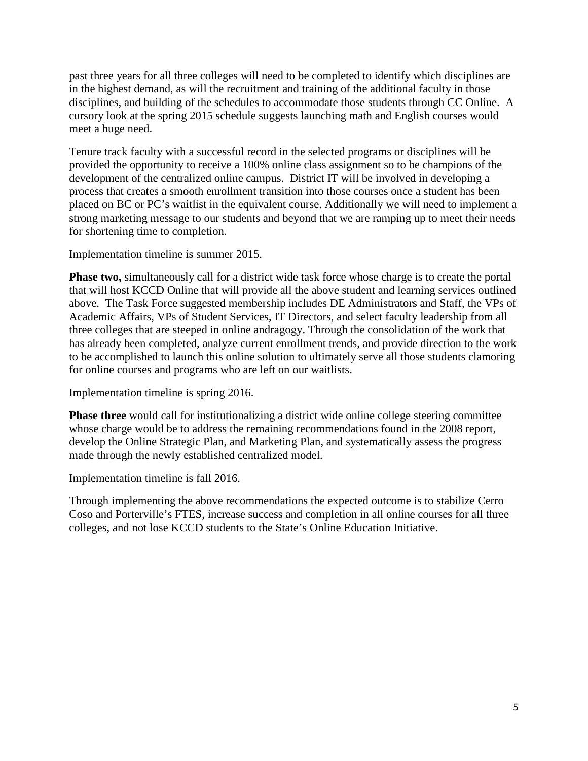past three years for all three colleges will need to be completed to identify which disciplines are in the highest demand, as will the recruitment and training of the additional faculty in those disciplines, and building of the schedules to accommodate those students through CC Online. A cursory look at the spring 2015 schedule suggests launching math and English courses would meet a huge need.

Tenure track faculty with a successful record in the selected programs or disciplines will be provided the opportunity to receive a 100% online class assignment so to be champions of the development of the centralized online campus. District IT will be involved in developing a process that creates a smooth enrollment transition into those courses once a student has been placed on BC or PC's waitlist in the equivalent course. Additionally we will need to implement a strong marketing message to our students and beyond that we are ramping up to meet their needs for shortening time to completion.

Implementation timeline is summer 2015.

**Phase two,** simultaneously call for a district wide task force whose charge is to create the portal that will host KCCD Online that will provide all the above student and learning services outlined above. The Task Force suggested membership includes DE Administrators and Staff, the VPs of Academic Affairs, VPs of Student Services, IT Directors, and select faculty leadership from all three colleges that are steeped in online andragogy. Through the consolidation of the work that has already been completed, analyze current enrollment trends, and provide direction to the work to be accomplished to launch this online solution to ultimately serve all those students clamoring for online courses and programs who are left on our waitlists.

Implementation timeline is spring 2016.

**Phase three** would call for institutionalizing a district wide online college steering committee whose charge would be to address the remaining recommendations found in the 2008 report, develop the Online Strategic Plan, and Marketing Plan, and systematically assess the progress made through the newly established centralized model.

Implementation timeline is fall 2016.

Through implementing the above recommendations the expected outcome is to stabilize Cerro Coso and Porterville's FTES, increase success and completion in all online courses for all three colleges, and not lose KCCD students to the State's Online Education Initiative.